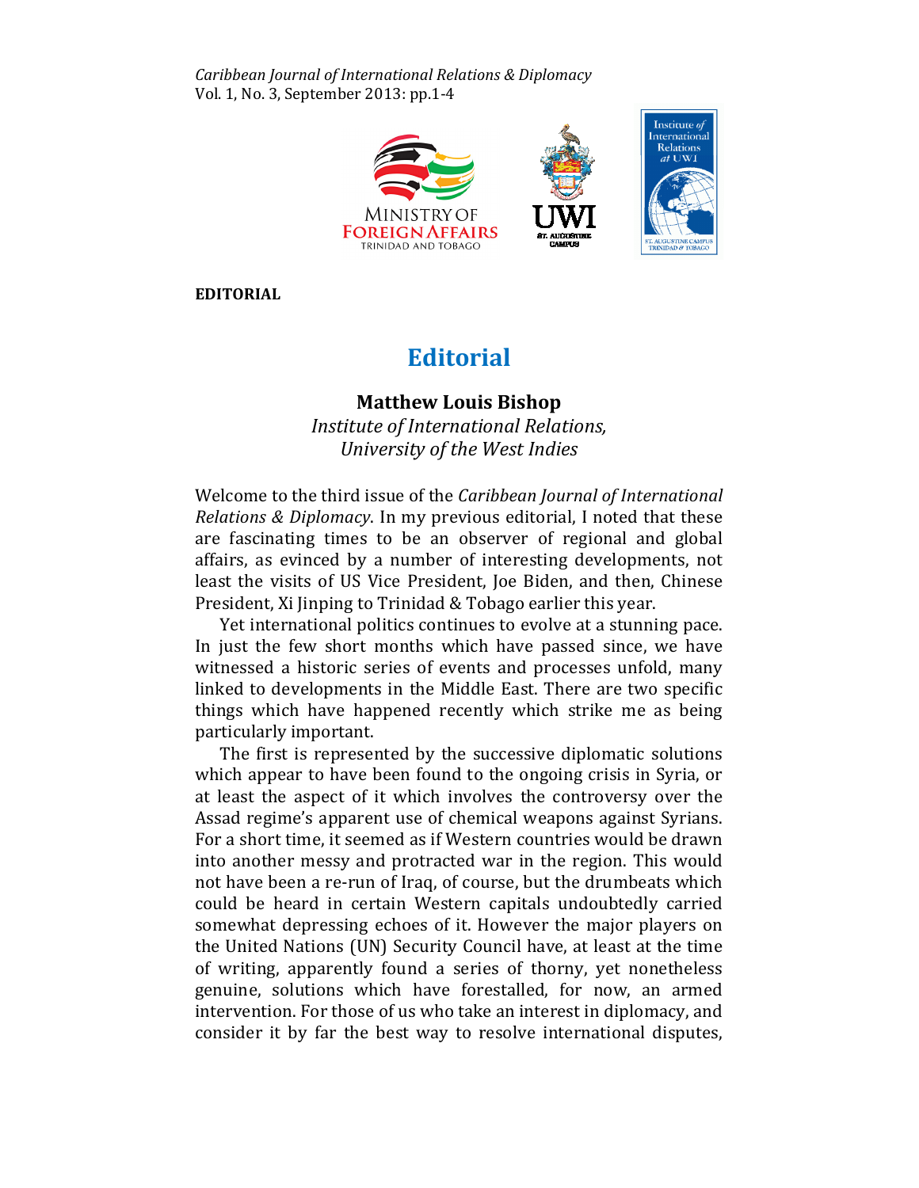**EDITORIAL**

# Editorial

**Matthew Louis Bishop**
*Institute of International Relations,*
*University of the West Indies*

Welcome to the third issue of the *Caribbean Journal of International Relations & Diplomacy*. In my previous editorial, I noted that these are fascinating times to be an observer of regional and global affairs, as evinced by a number of interesting developments, not least the visits of US Vice President, Joe Biden, and then, Chinese President, Xi Jinping to Trinidad & Tobago earlier this year.

Yet international politics continues to evolve at a stunning pace. In just the few short months which have passed since, we have witnessed a historic series of events and processes unfold, many linked to developments in the Middle East. There are two specific things which have happened recently which strike me as being particularly important.

The first is represented by the successive diplomatic solutions which appear to have been found to the ongoing crisis in Syria, or at least the aspect of it which involves the controversy over the Assad regime's apparent use of chemical weapons against Syrians. For a short time, it seemed as if Western countries would be drawn into another messy and protracted war in the region. This would not have been a re-run of Iraq, of course, but the drumbeats which could be heard in certain Western capitals undoubtedly carried somewhat depressing echoes of it. However the major players on the United Nations (UN) Security Council have, at least at the time of writing, apparently found a series of thorny, yet nonetheless genuine, solutions which have forestalled, for now, an armed intervention. For those of us who take an interest in diplomacy, and consider it by far the best way to resolve international disputes,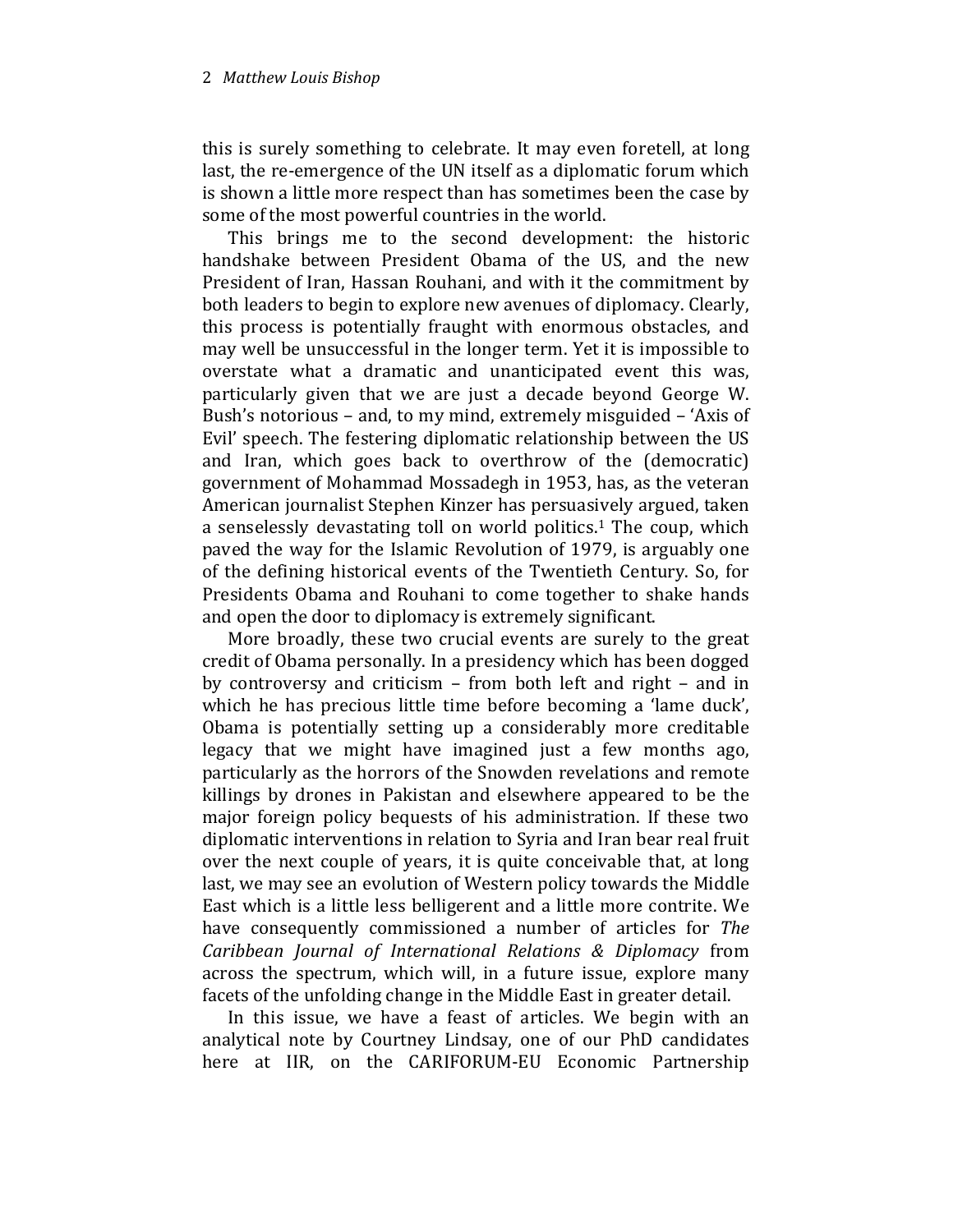this is surely something to celebrate. It may even foretell, at long last, the re-emergence of the UN itself as a diplomatic forum which is shown a little more respect than has sometimes been the case by some of the most powerful countries in the world.

This brings me to the second development: the historic handshake between President Obama of the US, and the new President of Iran, Hassan Rouhani, and with it the commitment by both leaders to begin to explore new avenues of diplomacy. Clearly, this process is potentially fraught with enormous obstacles, and may well be unsuccessful in the longer term. Yet it is impossible to overstate what a dramatic and unanticipated event this was, particularly given that we are just a decade beyond George W. Bush's notorious – and, to my mind, extremely misguided – 'Axis of Evil' speech. The festering diplomatic relationship between the US and Iran, which goes back to overthrow of the (democratic) government of Mohammad Mossadegh in 1953, has, as the veteran American journalist Stephen Kinzer has persuasively argued, taken a senselessly devastating toll on world politics.[1] The coup, which paved the way for the Islamic Revolution of 1979, is arguably one of the defining historical events of the Twentieth Century. So, for Presidents Obama and Rouhani to come together to shake hands and open the door to diplomacy is extremely significant.

More broadly, these two crucial events are surely to the great credit of Obama personally. In a presidency which has been dogged by controversy and criticism – from both left and right – and in which he has precious little time before becoming a 'lame duck', Obama is potentially setting up a considerably more creditable legacy that we might have imagined just a few months ago, particularly as the horrors of the Snowden revelations and remote killings by drones in Pakistan and elsewhere appeared to be the major foreign policy bequests of his administration. If these two diplomatic interventions in relation to Syria and Iran bear real fruit over the next couple of years, it is quite conceivable that, at long last, we may see an evolution of Western policy towards the Middle East which is a little less belligerent and a little more contrite. We have consequently commissioned a number of articles for *The Caribbean Journal of International Relations & Diplomacy* from across the spectrum, which will, in a future issue, explore many facets of the unfolding change in the Middle East in greater detail.

In this issue, we have a feast of articles. We begin with an analytical note by Courtney Lindsay, one of our PhD candidates here at IIR, on the CARIFORUM-EU Economic Partnership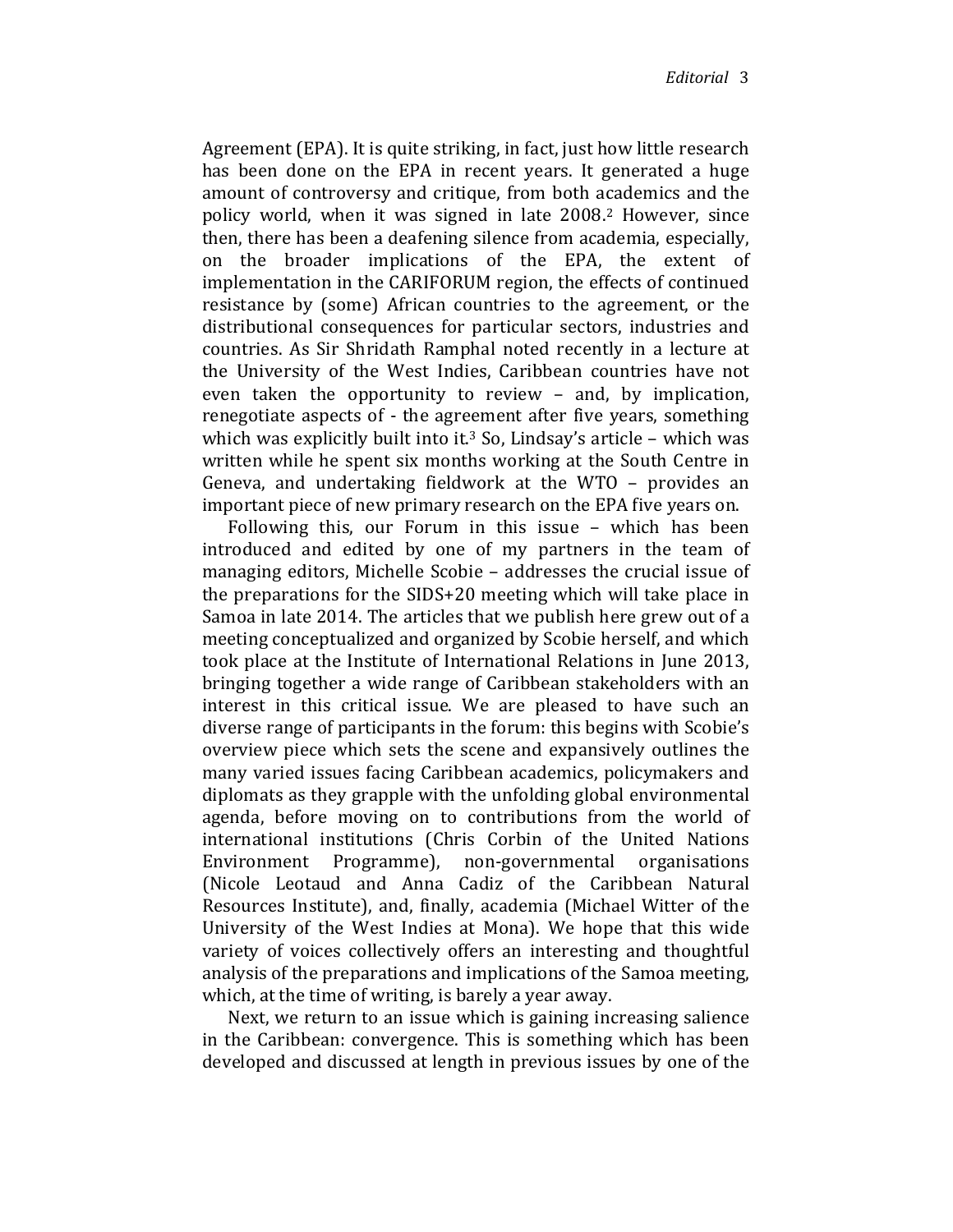Agreement (EPA). It is quite striking, in fact, just how little research has been done on the EPA in recent years. It generated a huge amount of controversy and critique, from both academics and the policy world, when it was signed in late 2008.[2] However, since then, there has been a deafening silence from academia, especially, on the broader implications of the EPA, the extent of implementation in the CARIFORUM region, the effects of continued resistance by (some) African countries to the agreement, or the distributional consequences for particular sectors, industries and countries. As Sir Shridath Ramphal noted recently in a lecture at the University of the West Indies, Caribbean countries have not even taken the opportunity to review – and, by implication, renegotiate aspects of - the agreement after five years, something which was explicitly built into it.[3] So, Lindsay's article – which was written while he spent six months working at the South Centre in Geneva, and undertaking fieldwork at the WTO – provides an important piece of new primary research on the EPA five years on.

Following this, our Forum in this issue – which has been introduced and edited by one of my partners in the team of managing editors, Michelle Scobie – addresses the crucial issue of the preparations for the SIDS+20 meeting which will take place in Samoa in late 2014. The articles that we publish here grew out of a meeting conceptualized and organized by Scobie herself, and which took place at the Institute of International Relations in June 2013, bringing together a wide range of Caribbean stakeholders with an interest in this critical issue. We are pleased to have such an diverse range of participants in the forum: this begins with Scobie's overview piece which sets the scene and expansively outlines the many varied issues facing Caribbean academics, policymakers and diplomats as they grapple with the unfolding global environmental agenda, before moving on to contributions from the world of international institutions (Chris Corbin of the United Nations Environment Programme), non-governmental organisations (Nicole Leotaud and Anna Cadiz of the Caribbean Natural Resources Institute), and, finally, academia (Michael Witter of the University of the West Indies at Mona). We hope that this wide variety of voices collectively offers an interesting and thoughtful analysis of the preparations and implications of the Samoa meeting, which, at the time of writing, is barely a year away.

Next, we return to an issue which is gaining increasing salience in the Caribbean: convergence. This is something which has been developed and discussed at length in previous issues by one of the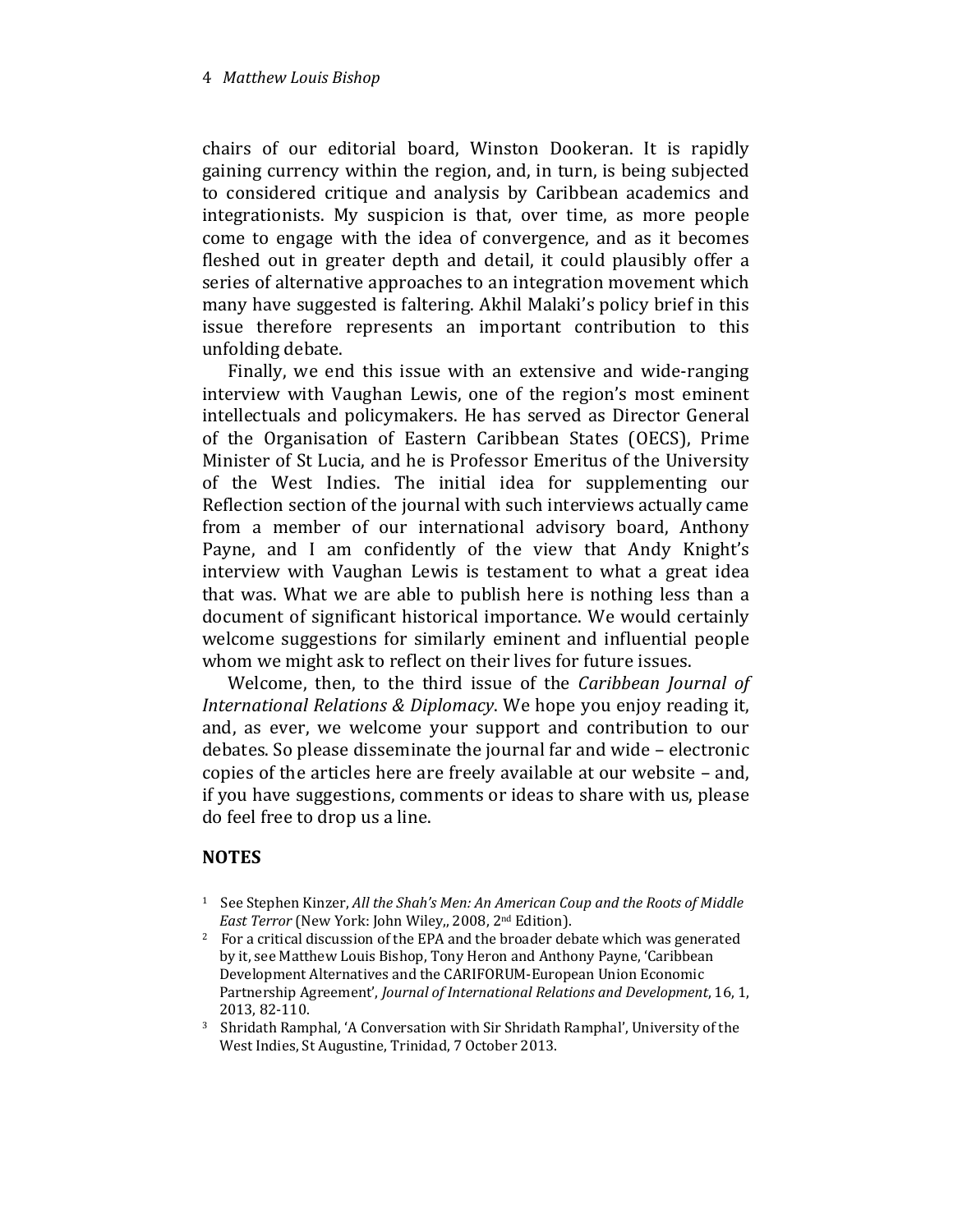chairs of our editorial board, Winston Dookeran. It is rapidly gaining currency within the region, and, in turn, is being subjected to considered critique and analysis by Caribbean academics and integrationists. My suspicion is that, over time, as more people come to engage with the idea of convergence, and as it becomes fleshed out in greater depth and detail, it could plausibly offer a series of alternative approaches to an integration movement which many have suggested is faltering. Akhil Malaki's policy brief in this issue therefore represents an important contribution to this unfolding debate.

Finally, we end this issue with an extensive and wide-ranging interview with Vaughan Lewis, one of the region's most eminent intellectuals and policymakers. He has served as Director General of the Organisation of Eastern Caribbean States (OECS), Prime Minister of St Lucia, and he is Professor Emeritus of the University of the West Indies. The initial idea for supplementing our Reflection section of the journal with such interviews actually came from a member of our international advisory board, Anthony Payne, and I am confidently of the view that Andy Knight's interview with Vaughan Lewis is testament to what a great idea that was. What we are able to publish here is nothing less than a document of significant historical importance. We would certainly welcome suggestions for similarly eminent and influential people whom we might ask to reflect on their lives for future issues.

Welcome, then, to the third issue of the *Caribbean Journal of International Relations & Diplomacy*. We hope you enjoy reading it, and, as ever, we welcome your support and contribution to our debates. So please disseminate the journal far and wide – electronic copies of the articles here are freely available at our website – and, if you have suggestions, comments or ideas to share with us, please do feel free to drop us a line.

## NOTES

[1] See Stephen Kinzer, *All the Shah's Men: An American Coup and the Roots of Middle East Terror* (New York: John Wiley,, 2008, 2nd Edition).

[2] For a critical discussion of the EPA and the broader debate which was generated by it, see Matthew Louis Bishop, Tony Heron and Anthony Payne, 'Caribbean Development Alternatives and the CARIFORUM-European Union Economic Partnership Agreement', *Journal of International Relations and Development*, 16, 1, 2013, 82-110.

[3] Shridath Ramphal, 'A Conversation with Sir Shridath Ramphal', University of the West Indies, St Augustine, Trinidad, 7 October 2013.